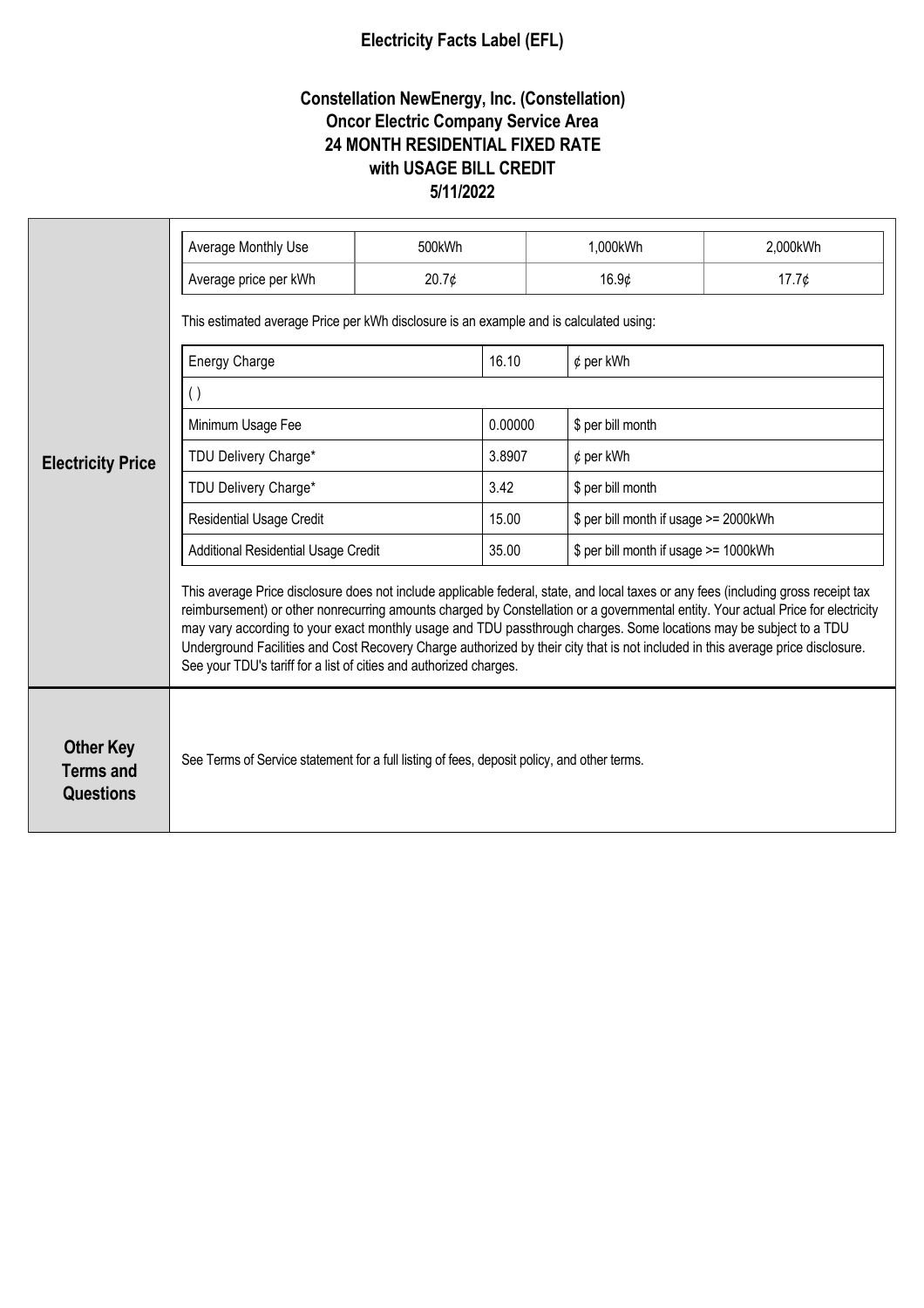# Electricity Facts Label (EFL)

## Constellation NewEnergy, Inc. (Constellation)
## Oncor Electric Company Service Area
## 24 MONTH RESIDENTIAL FIXED RATE
## with USAGE BILL CREDIT
## 5/11/2022

### Electricity Price

| Average Monthly Use | 500kWh | 1,000kWh | 2,000kWh |
|---|---|---|---|
| Average price per kWh | 20.7¢ | 16.9¢ | 17.7¢ |

This estimated average Price per kWh disclosure is an example and is calculated using:

| Energy Charge | 16.10 | ¢ per kWh |
|---|---|---|
| ( ) | | |
| Minimum Usage Fee | 0.00000 | $ per bill month |
| TDU Delivery Charge* | 3.8907 | ¢ per kWh |
| TDU Delivery Charge* | 3.42 | $ per bill month |
| Residential Usage Credit | 15.00 | $ per bill month if usage >= 2000kWh |
| Additional Residential Usage Credit | 35.00 | $ per bill month if usage >= 1000kWh |

This average Price disclosure does not include applicable federal, state, and local taxes or any fees (including gross receipt tax reimbursement) or other nonrecurring amounts charged by Constellation or a governmental entity. Your actual Price for electricity may vary according to your exact monthly usage and TDU passthrough charges. Some locations may be subject to a TDU Underground Facilities and Cost Recovery Charge authorized by their city that is not included in this average price disclosure. See your TDU's tariff for a list of cities and authorized charges.

### Other Key Terms and Questions

See Terms of Service statement for a full listing of fees, deposit policy, and other terms.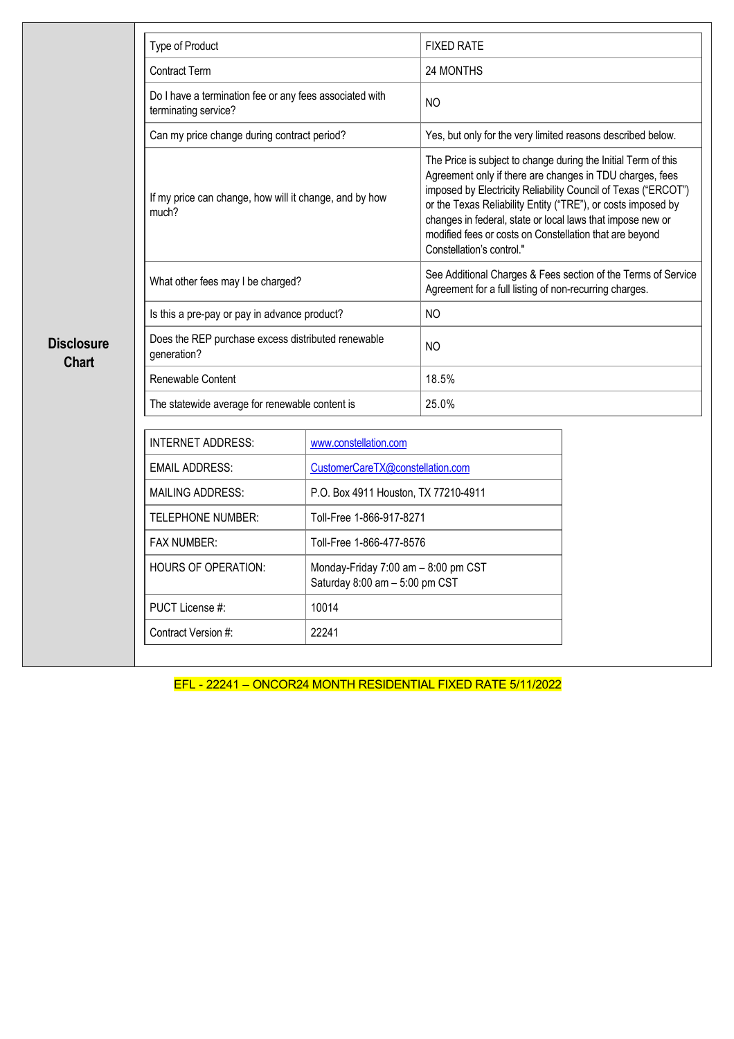## Disclosure Chart

| | |
|---|---|
| Type of Product | FIXED RATE |
| Contract Term | 24 MONTHS |
| Do I have a termination fee or any fees associated with terminating service? | NO |
| Can my price change during contract period? | Yes, but only for the very limited reasons described below. |
| If my price can change, how will it change, and by how much? | The Price is subject to change during the Initial Term of this Agreement only if there are changes in TDU charges, fees imposed by Electricity Reliability Council of Texas ("ERCOT") or the Texas Reliability Entity ("TRE"), or costs imposed by changes in federal, state or local laws that impose new or modified fees or costs on Constellation that are beyond Constellation's control." |
| What other fees may I be charged? | See Additional Charges & Fees section of the Terms of Service Agreement for a full listing of non-recurring charges. |
| Is this a pre-pay or pay in advance product? | NO |
| Does the REP purchase excess distributed renewable generation? | NO |
| Renewable Content | 18.5% |
| The statewide average for renewable content is | 25.0% |

| | |
|---|---|
| INTERNET ADDRESS: | www.constellation.com |
| EMAIL ADDRESS: | CustomerCareTX@constellation.com |
| MAILING ADDRESS: | P.O. Box 4911 Houston, TX 77210-4911 |
| TELEPHONE NUMBER: | Toll-Free 1-866-917-8271 |
| FAX NUMBER: | Toll-Free 1-866-477-8576 |
| HOURS OF OPERATION: | Monday-Friday 7:00 am – 8:00 pm CST<br>Saturday 8:00 am – 5:00 pm CST |
| PUCT License #: | 10014 |
| Contract Version #: | 22241 |

EFL - 22241 – ONCOR24 MONTH RESIDENTIAL FIXED RATE 5/11/2022